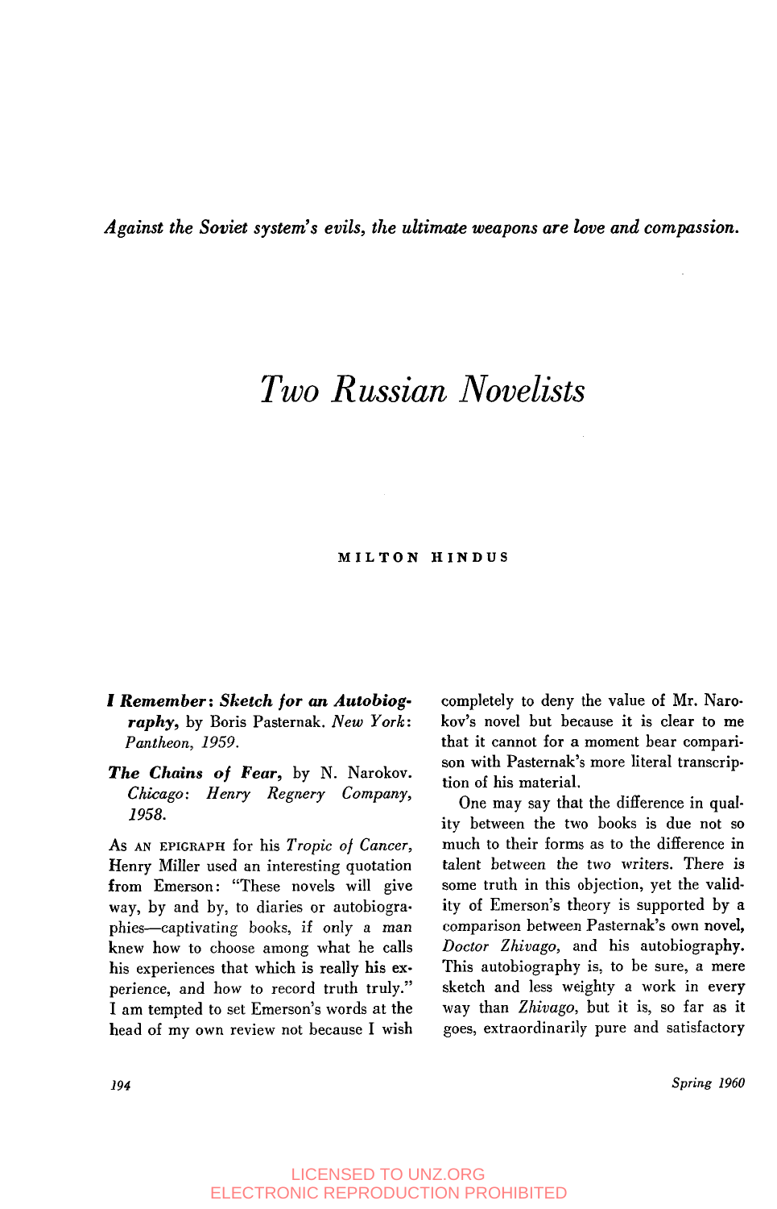*Against the Soviet system's evils, the ultimate weapons are love and compassion.*

# *Two Russian Novelists*

**MILTON HINDUS**

***I Remember: Sketch for an Autobiography,*** by Boris Pasternak. *New York: Pantheon, 1959.*

***The Chains of Fear,*** by N. Narokov. *Chicago: Henry Regnery Company, 1958.*

As an epigraph for his *Tropic of Cancer,* Henry Miller used an interesting quotation from Emerson: "These novels will give way, by and by, to diaries or autobiographies—captivating books, if only a man knew how to choose among what he calls his experiences that which is really his experience, and how to record truth truly." I am tempted to set Emerson's words at the head of my own review not because I wish completely to deny the value of Mr. Narokov's novel but because it is clear to me that it cannot for a moment bear comparison with Pasternak's more literal transcription of his material.

One may say that the difference in quality between the two books is due not so much to their forms as to the difference in talent between the two writers. There is some truth in this objection, yet the validity of Emerson's theory is supported by a comparison between Pasternak's own novel, *Doctor Zhivago,* and his autobiography. This autobiography is, to be sure, a mere sketch and less weighty a work in every way than *Zhivago,* but it is, so far as it goes, extraordinarily pure and satisfactory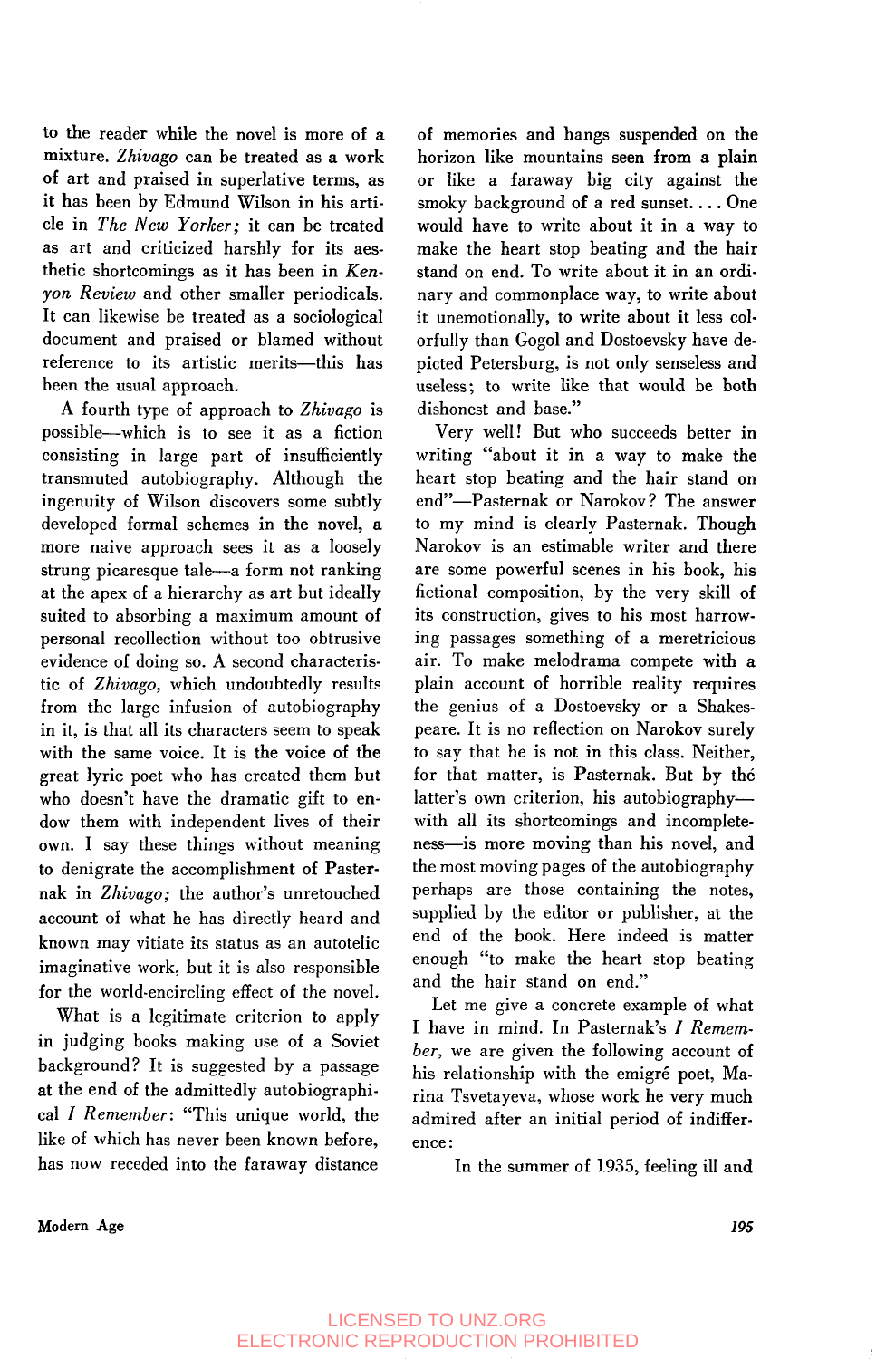to the reader while the novel is more of a mixture. *Zhivago* can be treated as a work of art and praised in superlative terms, as it has been by Edmund Wilson in his article in *The New Yorker;* it can be treated as art and criticized harshly for its aesthetic shortcomings as it has been in *Kenyon Review* and other smaller periodicals. It can likewise be treated as a sociological document and praised or blamed without reference to its artistic merits—this has been the usual approach.

A fourth type of approach to *Zhivago* is possible—which is to see it as a fiction consisting in large part of insufficiently transmuted autobiography. Although the ingenuity of Wilson discovers some subtly developed formal schemes in the novel, a more naive approach sees it as a loosely strung picaresque tale—a form not ranking at the apex of a hierarchy as art but ideally suited to absorbing a maximum amount of personal recollection without too obtrusive evidence of doing so. A second characteristic of *Zhivago,* which undoubtedly results from the large infusion of autobiography in it, is that all its characters seem to speak with the same voice. It is the voice of the great lyric poet who has created them but who doesn't have the dramatic gift to endow them with independent lives of their own. I say these things without meaning to denigrate the accomplishment of Pasternak in *Zhivago;* the author's unretouched account of what he has directly heard and known may vitiate its status as an autotelic imaginative work, but it is also responsible for the world-encircling effect of the novel.

What is a legitimate criterion to apply in judging books making use of a Soviet background? It is suggested by a passage at the end of the admittedly autobiographical *I Remember*: "This unique world, the like of which has never been known before, has now receded into the faraway distance of memories and hangs suspended on the horizon like mountains seen from a plain or like a faraway big city against the smoky background of a red sunset. . . . One would have to write about it in a way to make the heart stop beating and the hair stand on end. To write about it in an ordinary and commonplace way, to write about it unemotionally, to write about it less colorfully than Gogol and Dostoevsky have depicted Petersburg, is not only senseless and useless; to write like that would be both dishonest and base."

Very well! But who succeeds better in writing "about it in a way to make the heart stop beating and the hair stand on end"—Pasternak or Narokov? The answer to my mind is clearly Pasternak. Though Narokov is an estimable writer and there are some powerful scenes in his book, his fictional composition, by the very skill of its construction, gives to his most harrowing passages something of a meretricious air. To make melodrama compete with a plain account of horrible reality requires the genius of a Dostoevsky or a Shakespeare. It is no reflection on Narokov surely to say that he is not in this class. Neither, for that matter, is Pasternak. But by the latter's own criterion, his autobiography—with all its shortcomings and incompleteness—is more moving than his novel, and the most moving pages of the autobiography perhaps are those containing the notes, supplied by the editor or publisher, at the end of the book. Here indeed is matter enough "to make the heart stop beating and the hair stand on end."

Let me give a concrete example of what I have in mind. In Pasternak's *I Remember,* we are given the following account of his relationship with the emigré poet, Marina Tsvetayeva, whose work he very much admired after an initial period of indifference:

> In the summer of 1935, feeling ill and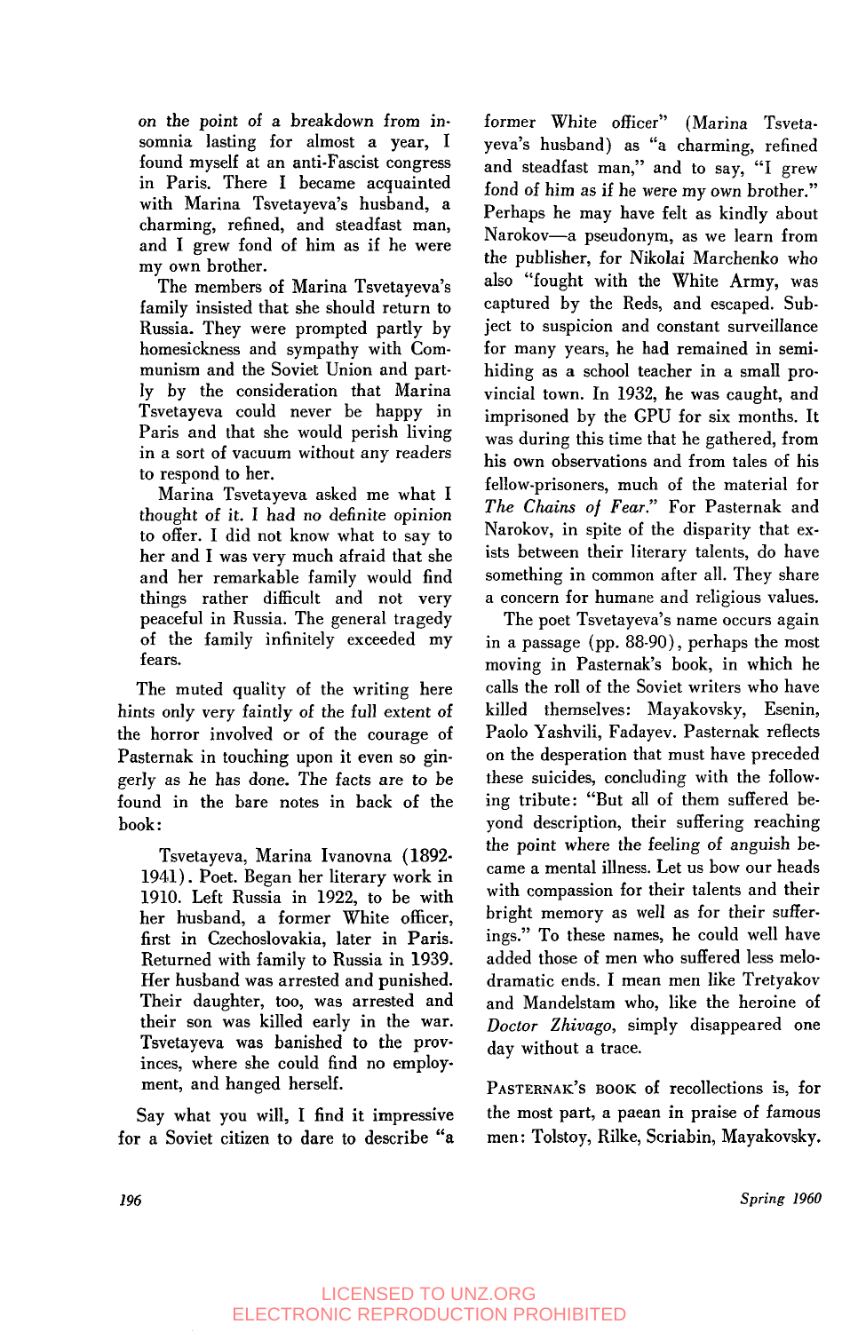on the point of a breakdown from insomnia lasting for almost a year, I found myself at an anti-Fascist congress in Paris. There I became acquainted with Marina Tsvetayeva's husband, a charming, refined, and steadfast man, and I grew fond of him as if he were my own brother.

The members of Marina Tsvetayeva's family insisted that she should return to Russia. They were prompted partly by homesickness and sympathy with Communism and the Soviet Union and partly by the consideration that Marina Tsvetayeva could never be happy in Paris and that she would perish living in a sort of vacuum without any readers to respond to her.

Marina Tsvetayeva asked me what I thought of it. I had no definite opinion to offer. I did not know what to say to her and I was very much afraid that she and her remarkable family would find things rather difficult and not very peaceful in Russia. The general tragedy of the family infinitely exceeded my fears.

The muted quality of the writing here hints only very faintly of the full extent of the horror involved or of the courage of Pasternak in touching upon it even so gingerly as he has done. The facts are to be found in the bare notes in back of the book:

> Tsvetayeva, Marina Ivanovna (1892-1941). Poet. Began her literary work in 1910. Left Russia in 1922, to be with her husband, a former White officer, first in Czechoslovakia, later in Paris. Returned with family to Russia in 1939. Her husband was arrested and punished. Their daughter, too, was arrested and their son was killed early in the war. Tsvetayeva was banished to the provinces, where she could find no employment, and hanged herself.

Say what you will, I find it impressive for a Soviet citizen to dare to describe "a former White officer" (Marina Tsvetayeva's husband) as "a charming, refined and steadfast man," and to say, "I grew fond of him as if he were my own brother." Perhaps he may have felt as kindly about Narokov—a pseudonym, as we learn from the publisher, for Nikolai Marchenko who also "fought with the White Army, was captured by the Reds, and escaped. Subject to suspicion and constant surveillance for many years, he had remained in semi-hiding as a school teacher in a small provincial town. In 1932, he was caught, and imprisoned by the GPU for six months. It was during this time that he gathered, from his own observations and from tales of his fellow-prisoners, much of the material for *The Chains of Fear.*" For Pasternak and Narokov, in spite of the disparity that exists between their literary talents, do have something in common after all. They share a concern for humane and religious values.

The poet Tsvetayeva's name occurs again in a passage (pp. 88-90), perhaps the most moving in Pasternak's book, in which he calls the roll of the Soviet writers who have killed themselves: Mayakovsky, Esenin, Paolo Yashvili, Fadayev. Pasternak reflects on the desperation that must have preceded these suicides, concluding with the following tribute: "But all of them suffered beyond description, their suffering reaching the point where the feeling of anguish became a mental illness. Let us bow our heads with compassion for their talents and their bright memory as well as for their sufferings." To these names, he could well have added those of men who suffered less melodramatic ends. I mean men like Tretyakov and Mandelstam who, like the heroine of *Doctor Zhivago*, simply disappeared one day without a trace.

PASTERNAK'S BOOK of recollections is, for the most part, a paean in praise of famous men: Tolstoy, Rilke, Scriabin, Mayakovsky.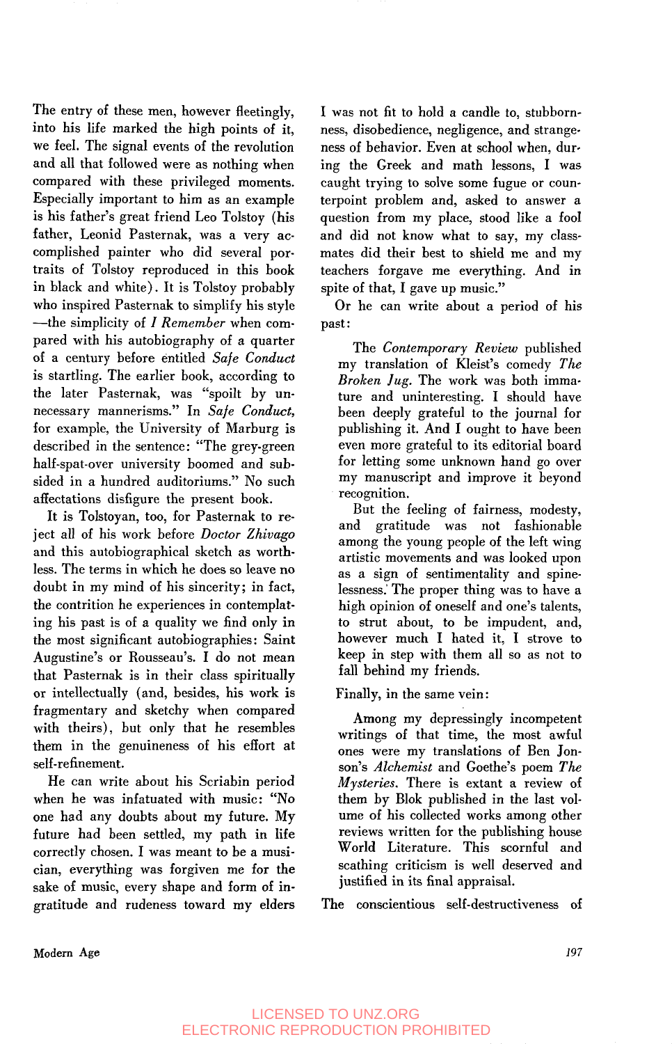The entry of these men, however fleetingly, into his life marked the high points of it, we feel. The signal events of the revolution and all that followed were as nothing when compared with these privileged moments. Especially important to him as an example is his father's great friend Leo Tolstoy (his father, Leonid Pasternak, was a very accomplished painter who did several portraits of Tolstoy reproduced in this book in black and white). It is Tolstoy probably who inspired Pasternak to simplify his style —the simplicity of *I Remember* when compared with his autobiography of a quarter of a century before entitled *Safe Conduct* is startling. The earlier book, according to the later Pasternak, was "spoilt by unnecessary mannerisms." In *Safe Conduct*, for example, the University of Marburg is described in the sentence: "The grey-green half-spat-over university boomed and subsided in a hundred auditoriums." No such affectations disfigure the present book.

It is Tolstoyan, too, for Pasternak to reject all of his work before *Doctor Zhivago* and this autobiographical sketch as worthless. The terms in which he does so leave no doubt in my mind of his sincerity; in fact, the contrition he experiences in contemplating his past is of a quality we find only in the most significant autobiographies: Saint Augustine's or Rousseau's. I do not mean that Pasternak is in their class spiritually or intellectually (and, besides, his work is fragmentary and sketchy when compared with theirs), but only that he resembles them in the genuineness of his effort at self-refinement.

He can write about his Scriabin period when he was infatuated with music: "No one had any doubts about my future. My future had been settled, my path in life correctly chosen. I was meant to be a musician, everything was forgiven me for the sake of music, every shape and form of ingratitude and rudeness toward my elders I was not fit to hold a candle to, stubbornness, disobedience, negligence, and strangeness of behavior. Even at school when, during the Greek and math lessons, I was caught trying to solve some fugue or counterpoint problem and, asked to answer a question from my place, stood like a fool and did not know what to say, my classmates did their best to shield me and my teachers forgave me everything. And in spite of that, I gave up music."

Or he can write about a period of his past:

> The *Contemporary Review* published my translation of Kleist's comedy *The Broken Jug*. The work was both immature and uninteresting. I should have been deeply grateful to the journal for publishing it. And I ought to have been even more grateful to its editorial board for letting some unknown hand go over my manuscript and improve it beyond recognition.
>
> But the feeling of fairness, modesty, and gratitude was not fashionable among the young people of the left wing artistic movements and was looked upon as a sign of sentimentality and spinelessness. The proper thing was to have a high opinion of oneself and one's talents, to strut about, to be impudent, and, however much I hated it, I strove to keep in step with them all so as not to fall behind my friends.

Finally, in the same vein:

> Among my depressingly incompetent writings of that time, the most awful ones were my translations of Ben Jonson's *Alchemist* and Goethe's poem *The Mysteries*. There is extant a review of them by Blok published in the last volume of his collected works among other reviews written for the publishing house World Literature. This scornful and scathing criticism is well deserved and justified in its final appraisal.

The conscientious self-destructiveness of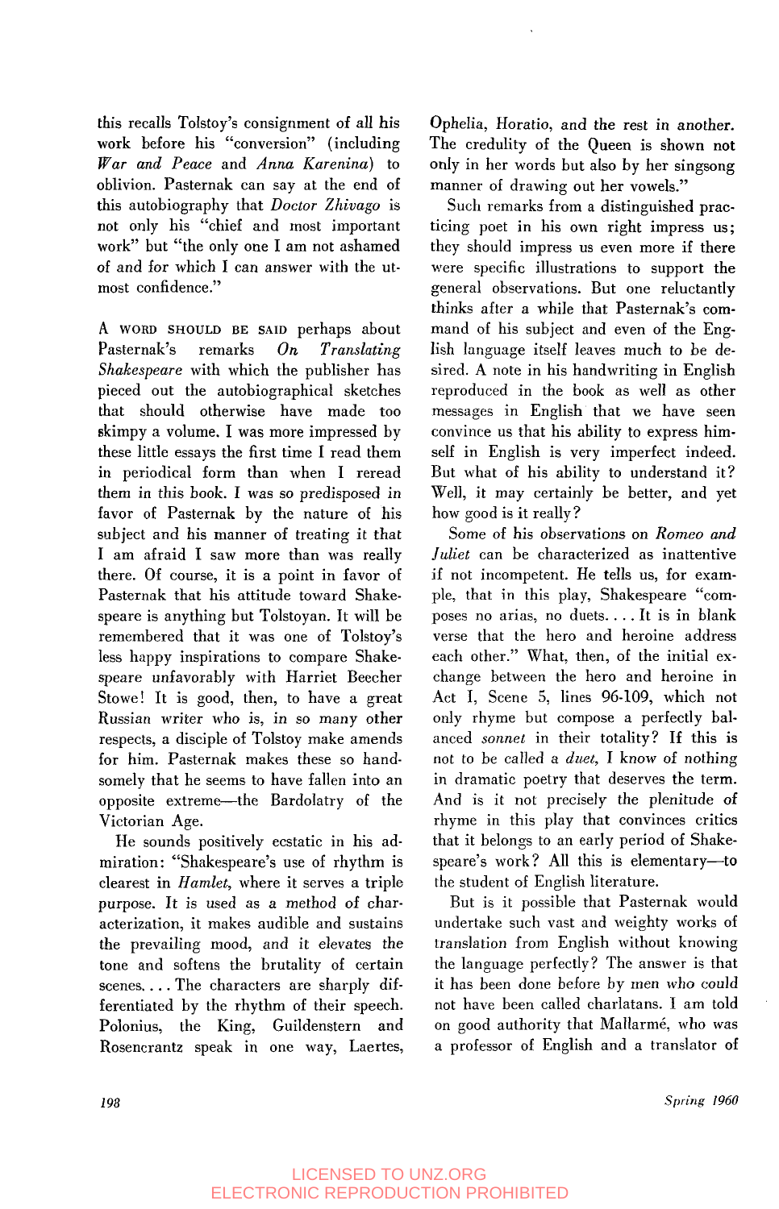this recalls Tolstoy's consignment of all his work before his "conversion" (including *War and Peace* and *Anna Karenina*) to oblivion. Pasternak can say at the end of this autobiography that *Doctor Zhivago* is not only his "chief and most important work" but "the only one I am not ashamed of and for which I can answer with the utmost confidence."

A WORD SHOULD BE SAID perhaps about Pasternak's remarks *On Translating Shakespeare* with which the publisher has pieced out the autobiographical sketches that should otherwise have made too skimpy a volume. I was more impressed by these little essays the first time I read them in periodical form than when I reread them in this book. I was so predisposed in favor of Pasternak by the nature of his subject and his manner of treating it that I am afraid I saw more than was really there. Of course, it is a point in favor of Pasternak that his attitude toward Shakespeare is anything but Tolstoyan. It will be remembered that it was one of Tolstoy's less happy inspirations to compare Shakespeare unfavorably with Harriet Beecher Stowe! It is good, then, to have a great Russian writer who is, in so many other respects, a disciple of Tolstoy make amends for him. Pasternak makes these so handsomely that he seems to have fallen into an opposite extreme—the Bardolatry of the Victorian Age.

He sounds positively ecstatic in his admiration: "Shakespeare's use of rhythm is clearest in *Hamlet*, where it serves a triple purpose. It is used as a method of characterization, it makes audible and sustains the prevailing mood, and it elevates the tone and softens the brutality of certain scenes. . . . The characters are sharply differentiated by the rhythm of their speech. Polonius, the King, Guildenstern and Rosencrantz speak in one way, Laertes, Ophelia, Horatio, and the rest in another. The credulity of the Queen is shown not only in her words but also by her singsong manner of drawing out her vowels."

Such remarks from a distinguished practicing poet in his own right impress us; they should impress us even more if there were specific illustrations to support the general observations. But one reluctantly thinks after a while that Pasternak's command of his subject and even of the English language itself leaves much to be desired. A note in his handwriting in English reproduced in the book as well as other messages in English that we have seen convince us that his ability to express himself in English is very imperfect indeed. But what of his ability to understand it? Well, it may certainly be better, and yet how good is it really?

Some of his observations on *Romeo and Juliet* can be characterized as inattentive if not incompetent. He tells us, for example, that in this play, Shakespeare "composes no arias, no duets. . . . It is in blank verse that the hero and heroine address each other." What, then, of the initial exchange between the hero and heroine in Act I, Scene 5, lines 96-109, which not only rhyme but compose a perfectly balanced *sonnet* in their totality? If this is not to be called a *duet*, I know of nothing in dramatic poetry that deserves the term. And is it not precisely the plenitude of rhyme in this play that convinces critics that it belongs to an early period of Shakespeare's work? All this is elementary—to the student of English literature.

But is it possible that Pasternak would undertake such vast and weighty works of translation from English without knowing the language perfectly? The answer is that it has been done before by men who could not have been called charlatans. I am told on good authority that Mallarmé, who was a professor of English and a translator of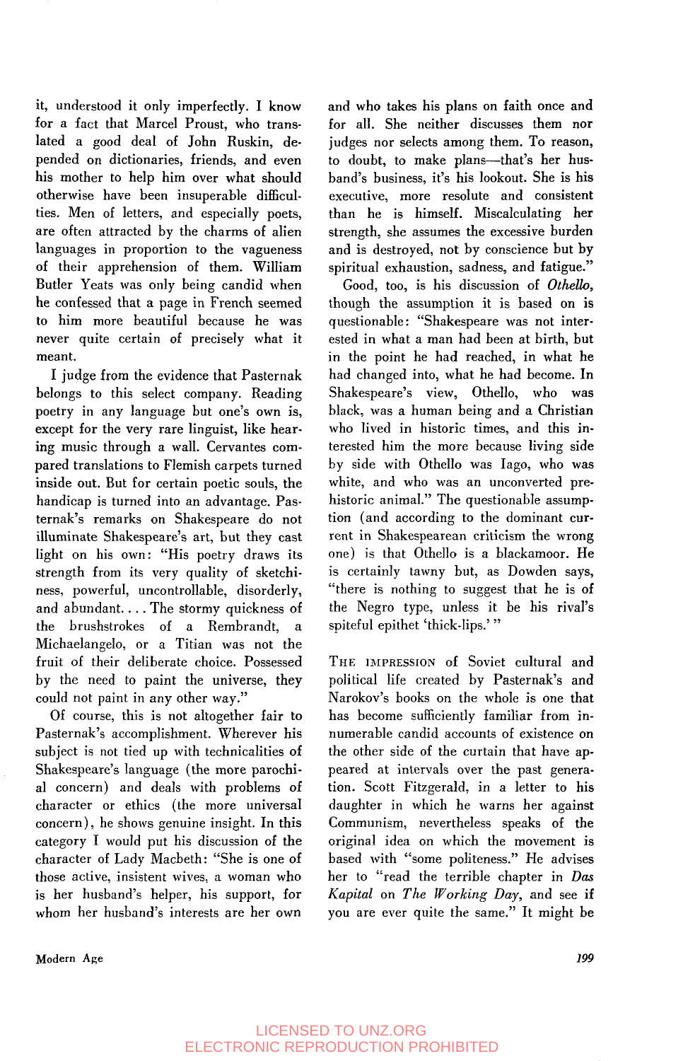it, understood it only imperfectly. I know for a fact that Marcel Proust, who translated a good deal of John Ruskin, depended on dictionaries, friends, and even his mother to help him over what should otherwise have been insuperable difficulties. Men of letters, and especially poets, are often attracted by the charms of alien languages in proportion to the vagueness of their apprehension of them. William Butler Yeats was only being candid when he confessed that a page in French seemed to him more beautiful because he was never quite certain of precisely what it meant.

I judge from the evidence that Pasternak belongs to this select company. Reading poetry in any language but one's own is, except for the very rare linguist, like hearing music through a wall. Cervantes compared translations to Flemish carpets turned inside out. But for certain poetic souls, the handicap is turned into an advantage. Pasternak's remarks on Shakespeare do not illuminate Shakespeare's art, but they cast light on his own: "His poetry draws its strength from its very quality of sketchiness, powerful, uncontrollable, disorderly, and abundant. . . . The stormy quickness of the brushstrokes of a Rembrandt, a Michaelangelo, or a Titian was not the fruit of their deliberate choice. Possessed by the need to paint the universe, they could not paint in any other way."

Of course, this is not altogether fair to Pasternak's accomplishment. Wherever his subject is not tied up with technicalities of Shakespeare's language (the more parochial concern) and deals with problems of character or ethics (the more universal concern), he shows genuine insight. In this category I would put his discussion of the character of Lady Macbeth: "She is one of those active, insistent wives, a woman who is her husband's helper, his support, for whom her husband's interests are her own and who takes his plans on faith once and for all. She neither discusses them nor judges nor selects among them. To reason, to doubt, to make plans—that's her husband's business, it's his lookout. She is his executive, more resolute and consistent than he is himself. Miscalculating her strength, she assumes the excessive burden and is destroyed, not by conscience but by spiritual exhaustion, sadness, and fatigue."

Good, too, is his discussion of *Othello*, though the assumption it is based on is questionable: "Shakespeare was not interested in what a man had been at birth, but in the point he had reached, in what he had changed into, what he had become. In Shakespeare's view, Othello, who was black, was a human being and a Christian who lived in historic times, and this interested him the more because living side by side with Othello was Iago, who was white, and who was an unconverted prehistoric animal." The questionable assumption (and according to the dominant current in Shakespearean criticism the wrong one) is that Othello is a blackamoor. He is certainly tawny but, as Dowden says, "there is nothing to suggest that he is of the Negro type, unless it be his rival's spiteful epithet 'thick-lips.' "

The impression of Soviet cultural and political life created by Pasternak's and Narokov's books on the whole is one that has become sufficiently familiar from innumerable candid accounts of existence on the other side of the curtain that have appeared at intervals over the past generation. Scott Fitzgerald, in a letter to his daughter in which he warns her against Communism, nevertheless speaks of the original idea on which the movement is based with "some politeness." He advises her to "read the terrible chapter in *Das Kapital* on *The Working Day*, and see if you are ever quite the same." It might be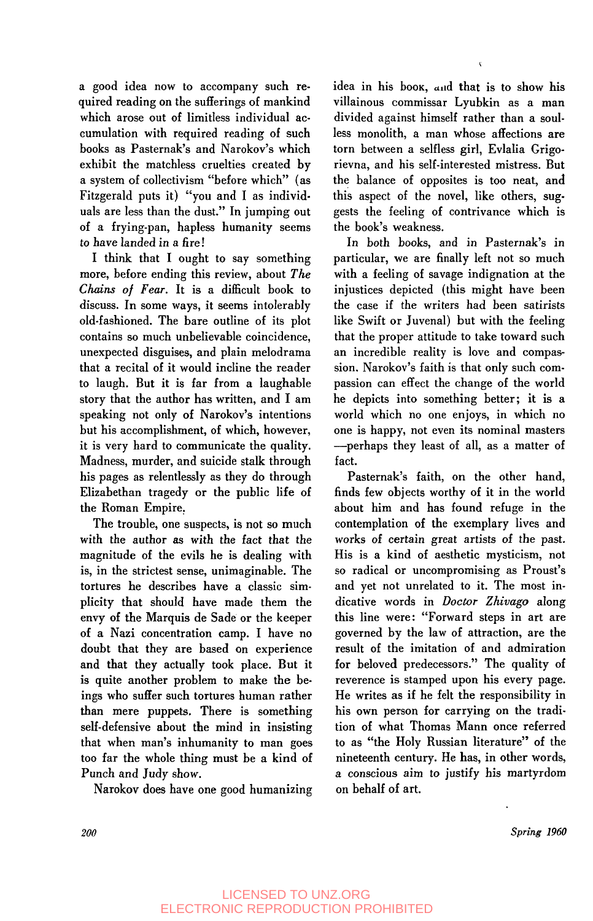a good idea now to accompany such required reading on the sufferings of mankind which arose out of limitless individual accumulation with required reading of such books as Pasternak's and Narokov's which exhibit the matchless cruelties created by a system of collectivism "before which" (as Fitzgerald puts it) "you and I as individuals are less than the dust." In jumping out of a frying-pan, hapless humanity seems to have landed in a fire!

I think that I ought to say something more, before ending this review, about *The Chains of Fear*. It is a difficult book to discuss. In some ways, it seems intolerably old-fashioned. The bare outline of its plot contains so much unbelievable coincidence, unexpected disguises, and plain melodrama that a recital of it would incline the reader to laugh. But it is far from a laughable story that the author has written, and I am speaking not only of Narokov's intentions but his accomplishment, of which, however, it is very hard to communicate the quality. Madness, murder, and suicide stalk through his pages as relentlessly as they do through Elizabethan tragedy or the public life of the Roman Empire.

The trouble, one suspects, is not so much with the author as with the fact that the magnitude of the evils he is dealing with is, in the strictest sense, unimaginable. The tortures he describes have a classic simplicity that should have made them the envy of the Marquis de Sade or the keeper of a Nazi concentration camp. I have no doubt that they are based on experience and that they actually took place. But it is quite another problem to make the beings who suffer such tortures human rather than mere puppets. There is something self-defensive about the mind in insisting that when man's inhumanity to man goes too far the whole thing must be a kind of Punch and Judy show.

Narokov does have one good humanizing idea in his book, and that is to show his villainous commissar Lyubkin as a man divided against himself rather than a soulless monolith, a man whose affections are torn between a selfless girl, Evlalia Grigorievna, and his self-interested mistress. But the balance of opposites is too neat, and this aspect of the novel, like others, suggests the feeling of contrivance which is the book's weakness.

In both books, and in Pasternak's in particular, we are finally left not so much with a feeling of savage indignation at the injustices depicted (this might have been the case if the writers had been satirists like Swift or Juvenal) but with the feeling that the proper attitude to take toward such an incredible reality is love and compassion. Narokov's faith is that only such compassion can effect the change of the world he depicts into something better; it is a world which no one enjoys, in which no one is happy, not even its nominal masters —perhaps they least of all, as a matter of fact.

Pasternak's faith, on the other hand, finds few objects worthy of it in the world about him and has found refuge in the contemplation of the exemplary lives and works of certain great artists of the past. His is a kind of aesthetic mysticism, not so radical or uncompromising as Proust's and yet not unrelated to it. The most indicative words in *Doctor Zhivago* along this line were: "Forward steps in art are governed by the law of attraction, are the result of the imitation of and admiration for beloved predecessors." The quality of reverence is stamped upon his every page. He writes as if he felt the responsibility in his own person for carrying on the tradition of what Thomas Mann once referred to as "the Holy Russian literature" of the nineteenth century. He has, in other words, a conscious aim to justify his martyrdom on behalf of art.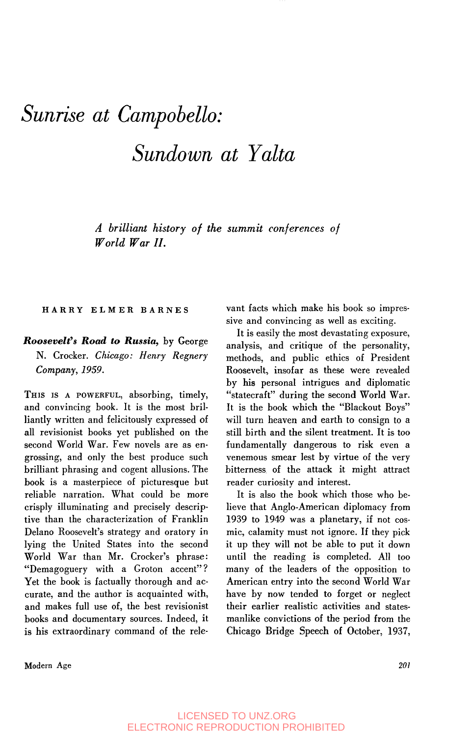# *Sunrise at Campobello:*

# *Sundown at Yalta*

*A brilliant history of the summit conferences of World War II.*

HARRY ELMER BARNES

***Roosevelt's Road to Russia***, by George N. Crocker. *Chicago: Henry Regnery Company, 1959.*

THIS IS A POWERFUL, absorbing, timely, and convincing book. It is the most brilliantly written and felicitously expressed of all revisionist books yet published on the second World War. Few novels are as engrossing, and only the best produce such brilliant phrasing and cogent allusions. The book is a masterpiece of picturesque but reliable narration. What could be more crisply illuminating and precisely descriptive than the characterization of Franklin Delano Roosevelt's strategy and oratory in lying the United States into the second World War than Mr. Crocker's phrase: "Demagoguery with a Groton accent"? Yet the book is factually thorough and accurate, and the author is acquainted with, and makes full use of, the best revisionist books and documentary sources. Indeed, it is his extraordinary command of the relevant facts which make his book so impressive and convincing as well as exciting.

It is easily the most devastating exposure, analysis, and critique of the personality, methods, and public ethics of President Roosevelt, insofar as these were revealed by his personal intrigues and diplomatic "statecraft" during the second World War. It is the book which the "Blackout Boys" will turn heaven and earth to consign to a still birth and the silent treatment. It is too fundamentally dangerous to risk even a venemous smear lest by virtue of the very bitterness of the attack it might attract reader curiosity and interest.

It is also the book which those who believe that Anglo-American diplomacy from 1939 to 1949 was a planetary, if not cosmic, calamity must not ignore. If they pick it up they will not be able to put it down until the reading is completed. All too many of the leaders of the opposition to American entry into the second World War have by now tended to forget or neglect their earlier realistic activities and statesmanlike convictions of the period from the Chicago Bridge Speech of October, 1937,